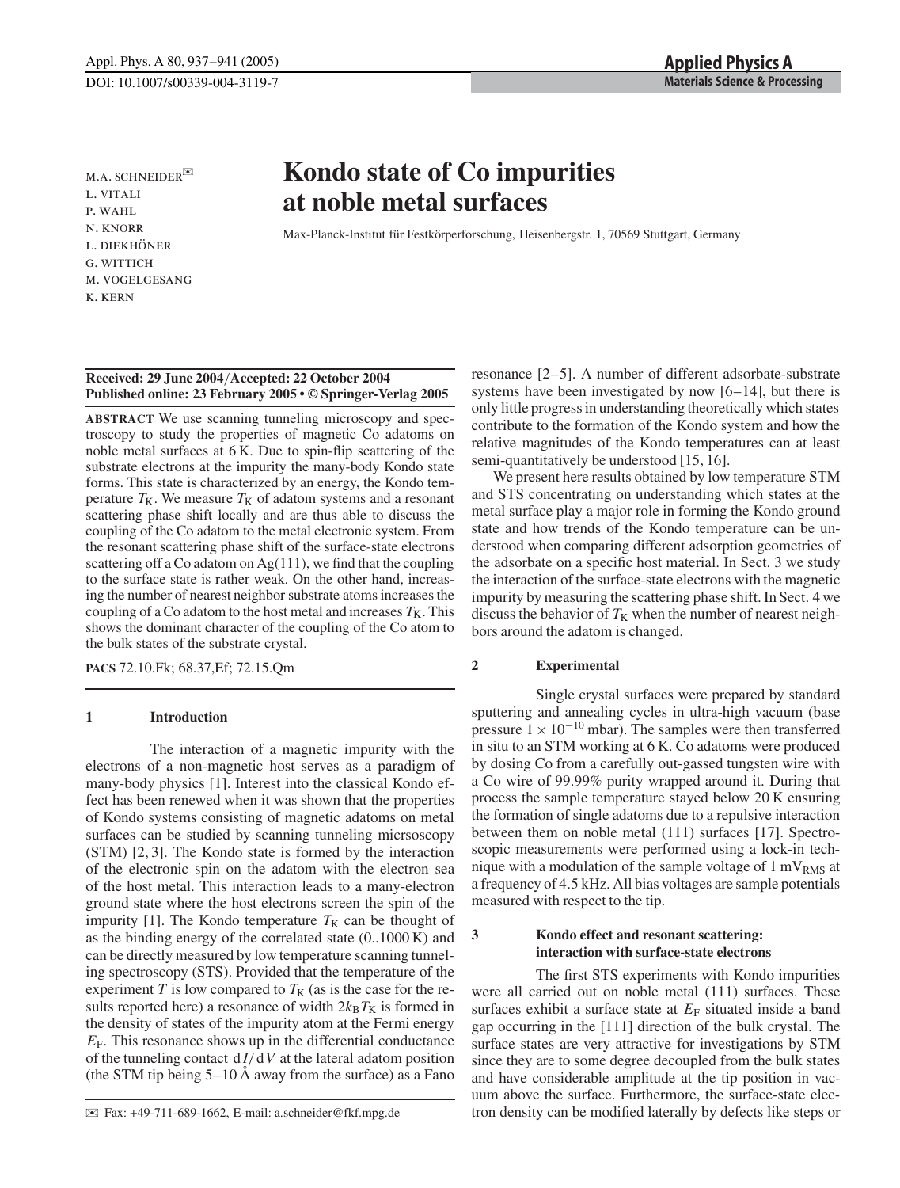# Kondo state of Co impurities at noble metal surfaces

M.A. SCHNEIDER[✉]
L. VITALI
P. WAHL
N. KNORR
L. DIEKHÖNER
G. WITTICH
M. VOGELGESANG
K. KERN

Max-Planck-Institut für Festkörperforschung, Heisenbergstr. 1, 70569 Stuttgart, Germany

**Received: 29 June 2004/Accepted: 22 October 2004**
**Published online: 23 February 2005 • © Springer-Verlag 2005**

**ABSTRACT** We use scanning tunneling microscopy and spectroscopy to study the properties of magnetic Co adatoms on noble metal surfaces at 6 K. Due to spin-flip scattering of the substrate electrons at the impurity the many-body Kondo state forms. This state is characterized by an energy, the Kondo temperature $T_K$. We measure $T_K$ of adatom systems and a resonant scattering phase shift locally and are thus able to discuss the coupling of the Co adatom to the metal electronic system. From the resonant scattering phase shift of the surface-state electrons scattering off a Co adatom on Ag(111), we find that the coupling to the surface state is rather weak. On the other hand, increasing the number of nearest neighbor substrate atoms increases the coupling of a Co adatom to the host metal and increases $T_K$. This shows the dominant character of the coupling of the Co atom to the bulk states of the substrate crystal.

**PACS** 72.10.Fk; 68.37,Ef; 72.15.Qm

## 1 Introduction

The interaction of a magnetic impurity with the electrons of a non-magnetic host serves as a paradigm of many-body physics [1]. Interest into the classical Kondo effect has been renewed when it was shown that the properties of Kondo systems consisting of magnetic adatoms on metal surfaces can be studied by scanning tunneling micrsoscopy (STM) [2, 3]. The Kondo state is formed by the interaction of the electronic spin on the adatom with the electron sea of the host metal. This interaction leads to a many-electron ground state where the host electrons screen the spin of the impurity [1]. The Kondo temperature $T_K$ can be thought of as the binding energy of the correlated state (0..1000 K) and can be directly measured by low temperature scanning tunneling spectroscopy (STS). Provided that the temperature of the experiment $T$ is low compared to $T_K$ (as is the case for the results reported here) a resonance of width $2k_BT_K$ is formed in the density of states of the impurity atom at the Fermi energy $E_F$. This resonance shows up in the differential conductance of the tunneling contact $dI/dV$ at the lateral adatom position (the STM tip being 5–10 Å away from the surface) as a Fano resonance [2–5]. A number of different adsorbate-substrate systems have been investigated by now [6–14], but there is only little progress in understanding theoretically which states contribute to the formation of the Kondo system and how the relative magnitudes of the Kondo temperatures can at least semi-quantitatively be understood [15, 16].

We present here results obtained by low temperature STM and STS concentrating on understanding which states at the metal surface play a major role in forming the Kondo ground state and how trends of the Kondo temperature can be understood when comparing different adsorption geometries of the adsorbate on a specific host material. In Sect. 3 we study the interaction of the surface-state electrons with the magnetic impurity by measuring the scattering phase shift. In Sect. 4 we discuss the behavior of $T_K$ when the number of nearest neighbors around the adatom is changed.

## 2 Experimental

Single crystal surfaces were prepared by standard sputtering and annealing cycles in ultra-high vacuum (base pressure $1 \times 10^{-10}$ mbar). The samples were then transferred in situ to an STM working at 6 K. Co adatoms were produced by dosing Co from a carefully out-gassed tungsten wire with a Co wire of 99.99% purity wrapped around it. During that process the sample temperature stayed below 20 K ensuring the formation of single adatoms due to a repulsive interaction between them on noble metal (111) surfaces [17]. Spectroscopic measurements were performed using a lock-in technique with a modulation of the sample voltage of 1 $mV_{RMS}$ at a frequency of 4.5 kHz. All bias voltages are sample potentials measured with respect to the tip.

## 3 Kondo effect and resonant scattering: interaction with surface-state electrons

The first STS experiments with Kondo impurities were all carried out on noble metal (111) surfaces. These surfaces exhibit a surface state at $E_F$ situated inside a band gap occurring in the [111] direction of the bulk crystal. The surface states are very attractive for investigations by STM since they are to some degree decoupled from the bulk states and have considerable amplitude at the tip position in vacuum above the surface. Furthermore, the surface-state electron density can be modified laterally by defects like steps or

✉ Fax: +49-711-689-1662, E-mail: a.schneider@fkf.mpg.de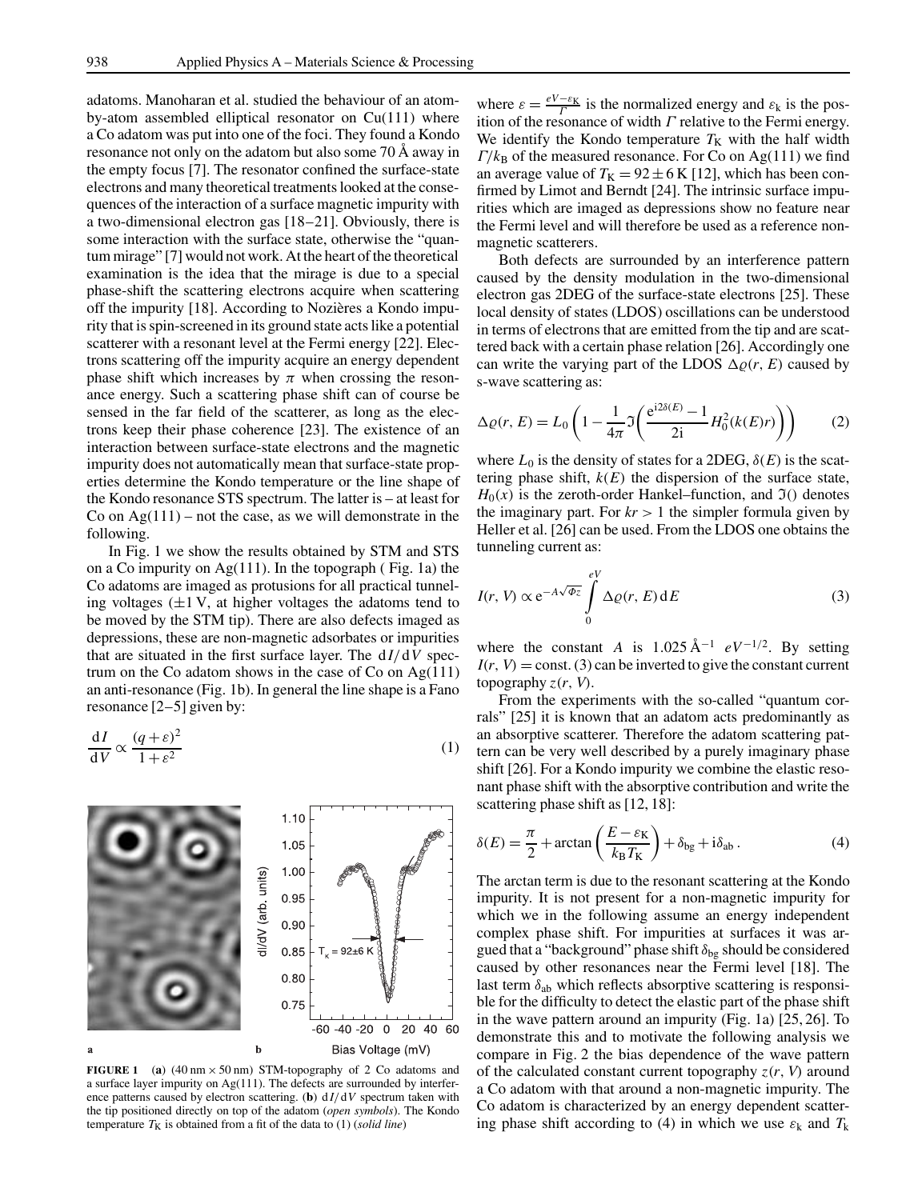adatoms. Manoharan et al. studied the behaviour of an atom-by-atom assembled elliptical resonator on Cu(111) where a Co adatom was put into one of the foci. They found a Kondo resonance not only on the adatom but also some 70 Å away in the empty focus [7]. The resonator confined the surface-state electrons and many theoretical treatments looked at the consequences of the interaction of a surface magnetic impurity with a two-dimensional electron gas [18–21]. Obviously, there is some interaction with the surface state, otherwise the "quantum mirage" [7] would not work. At the heart of the theoretical examination is the idea that the mirage is due to a special phase-shift the scattering electrons acquire when scattering off the impurity [18]. According to Nozières a Kondo impurity that is spin-screened in its ground state acts like a potential scatterer with a resonant level at the Fermi energy [22]. Electrons scattering off the impurity acquire an energy dependent phase shift which increases by $\pi$ when crossing the resonance energy. Such a scattering phase shift can of course be sensed in the far field of the scatterer, as long as the electrons keep their phase coherence [23]. The existence of an interaction between surface-state electrons and the magnetic impurity does not automatically mean that surface-state properties determine the Kondo temperature or the line shape of the Kondo resonance STS spectrum. The latter is – at least for Co on Ag(111) – not the case, as we will demonstrate in the following.

In Fig. 1 we show the results obtained by STM and STS on a Co impurity on Ag(111). In the topograph ( Fig. 1a) the Co adatoms are imaged as protusions for all practical tunneling voltages (±1 V, at higher voltages the adatoms tend to be moved by the STM tip). There are also defects imaged as depressions, these are non-magnetic adsorbates or impurities that are situated in the first surface layer. The $\mathrm{d}I/\mathrm{d}V$ spectrum on the Co adatom shows in the case of Co on Ag(111) an anti-resonance (Fig. 1b). In general the line shape is a Fano resonance [2–5] given by:

$$\frac{\mathrm{d}I}{\mathrm{d}V} \propto \frac{(q+\varepsilon)^2}{1+\varepsilon^2} \tag{1}$$

**FIGURE 1** (**a**) (40 nm × 50 nm) STM-topography of 2 Co adatoms and a surface layer impurity on Ag(111). The defects are surrounded by interference patterns caused by electron scattering. (**b**) $\mathrm{d}I/\mathrm{d}V$ spectrum taken with the tip positioned directly on top of the adatom (*open symbols*). The Kondo temperature $T_\mathrm{K}$ is obtained from a fit of the data to (1) (*solid line*)

where $\varepsilon = \frac{eV - \varepsilon_\mathrm{K}}{\Gamma}$ is the normalized energy and $\varepsilon_\mathrm{k}$ is the position of the resonance of width $\Gamma$ relative to the Fermi energy. We identify the Kondo temperature $T_\mathrm{K}$ with the half width $\Gamma/k_\mathrm{B}$ of the measured resonance. For Co on Ag(111) we find an average value of $T_\mathrm{K} = 92 \pm 6$ K [12], which has been confirmed by Limot and Berndt [24]. The intrinsic surface impurities which are imaged as depressions show no feature near the Fermi level and will therefore be used as a reference non-magnetic scatterers.

Both defects are surrounded by an interference pattern caused by the density modulation in the two-dimensional electron gas 2DEG of the surface-state electrons [25]. These local density of states (LDOS) oscillations can be understood in terms of electrons that are emitted from the tip and are scattered back with a certain phase relation [26]. Accordingly one can write the varying part of the LDOS $\Delta\varrho(r, E)$ caused by s-wave scattering as:

$$\Delta\varrho(r, E) = L_0 \left( 1 - \frac{1}{4\pi} \Im\left( \frac{\mathrm{e}^{\mathrm{i}2\delta(E)} - 1}{2\mathrm{i}} H_0^2(k(E)r) \right) \right) \tag{2}$$

where $L_0$ is the density of states for a 2DEG, $\delta(E)$ is the scattering phase shift, $k(E)$ the dispersion of the surface state, $H_0(x)$ is the zeroth-order Hankel–function, and $\Im()$ denotes the imaginary part. For $kr > 1$ the simpler formula given by Heller et al. [26] can be used. From the LDOS one obtains the tunneling current as:

$$I(r, V) \propto \mathrm{e}^{-A\sqrt{\Phi z}} \int_0^{eV} \Delta\varrho(r, E)\,\mathrm{d}E \tag{3}$$

where the constant $A$ is $1.025\,\text{Å}^{-1}\ eV^{-1/2}$. By setting $I(r, V) = \text{const.}$ (3) can be inverted to give the constant current topography $z(r, V)$.

From the experiments with the so-called "quantum corrals" [25] it is known that an adatom acts predominantly as an absorptive scatterer. Therefore the adatom scattering pattern can be very well described by a purely imaginary phase shift [26]. For a Kondo impurity we combine the elastic resonant phase shift with the absorptive contribution and write the scattering phase shift as [12, 18]:

$$\delta(E) = \frac{\pi}{2} + \arctan\left( \frac{E - \varepsilon_\mathrm{K}}{k_\mathrm{B} T_\mathrm{K}} \right) + \delta_\mathrm{bg} + \mathrm{i}\delta_\mathrm{ab}\,. \tag{4}$$

The arctan term is due to the resonant scattering at the Kondo impurity. It is not present for a non-magnetic impurity for which we in the following assume an energy independent complex phase shift. For impurities at surfaces it was argued that a "background" phase shift $\delta_\mathrm{bg}$ should be considered caused by other resonances near the Fermi level [18]. The last term $\delta_\mathrm{ab}$ which reflects absorptive scattering is responsible for the difficulty to detect the elastic part of the phase shift in the wave pattern around an impurity (Fig. 1a) [25, 26]. To demonstrate this and to motivate the following analysis we compare in Fig. 2 the bias dependence of the wave pattern of the calculated constant current topography $z(r, V)$ around a Co adatom with that around a non-magnetic impurity. The Co adatom is characterized by an energy dependent scattering phase shift according to (4) in which we use $\varepsilon_\mathrm{k}$ and $T_\mathrm{k}$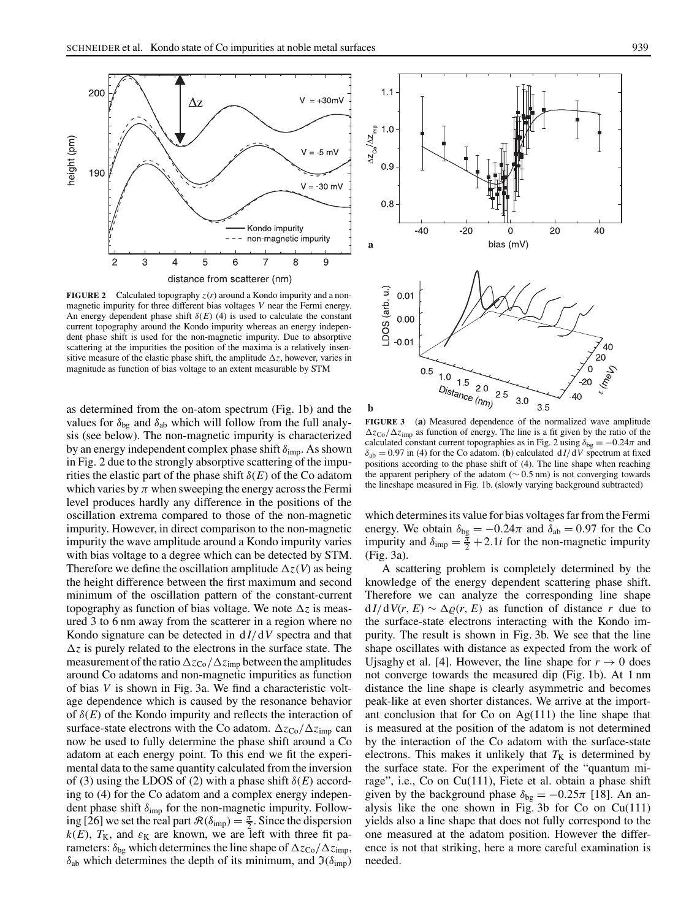**FIGURE 2** Calculated topography $z(r)$ around a Kondo impurity and a non-magnetic impurity for three different bias voltages $V$ near the Fermi energy. An energy dependent phase shift $\delta(E)$ (4) is used to calculate the constant current topography around the Kondo impurity whereas an energy independent phase shift is used for the non-magnetic impurity. Due to absorptive scattering at the impurities the position of the maxima is a relatively insensitive measure of the elastic phase shift, the amplitude $\Delta z$, however, varies in magnitude as function of bias voltage to an extent measurable by STM

as determined from the on-atom spectrum (Fig. 1b) and the values for $\delta_{bg}$ and $\delta_{ab}$ which will follow from the full analysis (see below). The non-magnetic impurity is characterized by an energy independent complex phase shift $\delta_{imp}$. As shown in Fig. 2 due to the strongly absorptive scattering of the impurities the elastic part of the phase shift $\delta(E)$ of the Co adatom which varies by $\pi$ when sweeping the energy across the Fermi level produces hardly any difference in the positions of the oscillation extrema compared to those of the non-magnetic impurity. However, in direct comparison to the non-magnetic impurity the wave amplitude around a Kondo impurity varies with bias voltage to a degree which can be detected by STM. Therefore we define the oscillation amplitude $\Delta z(V)$ as being the height difference between the first maximum and second minimum of the oscillation pattern of the constant-current topography as function of bias voltage. We note $\Delta z$ is measured 3 to 6 nm away from the scatterer in a region where no Kondo signature can be detected in $\mathrm{d}I/\mathrm{d}V$ spectra and that $\Delta z$ is purely related to the electrons in the surface state. The measurement of the ratio $\Delta z_{Co}/\Delta z_{imp}$ between the amplitudes around Co adatoms and non-magnetic impurities as function of bias $V$ is shown in Fig. 3a. We find a characteristic voltage dependence which is caused by the resonance behavior of $\delta(E)$ of the Kondo impurity and reflects the interaction of surface-state electrons with the Co adatom. $\Delta z_{Co}/\Delta z_{imp}$ can now be used to fully determine the phase shift around a Co adatom at each energy point. To this end we fit the experimental data to the same quantity calculated from the inversion of (3) using the LDOS of (2) with a phase shift $\delta(E)$ according to (4) for the Co adatom and a complex energy independent phase shift $\delta_{imp}$ for the non-magnetic impurity. Following [26] we set the real part $\mathcal{R}(\delta_{imp}) = \frac{\pi}{2}$. Since the dispersion $k(E)$, $T_K$, and $\varepsilon_K$ are known, we are left with three fit parameters: $\delta_{bg}$ which determines the line shape of $\Delta z_{Co}/\Delta z_{imp}$, $\delta_{ab}$ which determines the depth of its minimum, and $\mathfrak{I}(\delta_{imp})$ which determines its value for bias voltages far from the Fermi energy. We obtain $\delta_{bg} = -0.24\pi$ and $\delta_{ab} = 0.97$ for the Co impurity and $\delta_{imp} = \frac{\pi}{2} + 2.1i$ for the non-magnetic impurity (Fig. 3a).

**FIGURE 3** (**a**) Measured dependence of the normalized wave amplitude $\Delta z_{Co}/\Delta z_{imp}$ as function of energy. The line is a fit given by the ratio of the calculated constant current topographies as in Fig. 2 using $\delta_{bg} = -0.24\pi$ and $\delta_{ab} = 0.97$ in (4) for the Co adatom. (**b**) calculated $\mathrm{d}I/\mathrm{d}V$ spectrum at fixed positions according to the phase shift of (4). The line shape when reaching the apparent periphery of the adatom ($\sim 0.5$ nm) is not converging towards the lineshape measured in Fig. 1b. (slowly varying background subtracted)

A scattering problem is completely determined by the knowledge of the energy dependent scattering phase shift. Therefore we can analyze the corresponding line shape $\mathrm{d}I/\mathrm{d}V(r, E) \sim \Delta\varrho(r, E)$ as function of distance $r$ due to the surface-state electrons interacting with the Kondo impurity. The result is shown in Fig. 3b. We see that the line shape oscillates with distance as expected from the work of Ujsaghy et al. [4]. However, the line shape for $r \to 0$ does not converge towards the measured dip (Fig. 1b). At 1 nm distance the line shape is clearly asymmetric and becomes peak-like at even shorter distances. We arrive at the important conclusion that for Co on Ag(111) the line shape that is measured at the position of the adatom is not determined by the interaction of the Co adatom with the surface-state electrons. This makes it unlikely that $T_K$ is determined by the surface state. For the experiment of the "quantum mirage", i.e., Co on Cu(111), Fiete et al. obtain a phase shift given by the background phase $\delta_{bg} = -0.25\pi$ [18]. An analysis like the one shown in Fig. 3b for Co on Cu(111) yields also a line shape that does not fully correspond to the one measured at the adatom position. However the difference is not that striking, here a more careful examination is needed.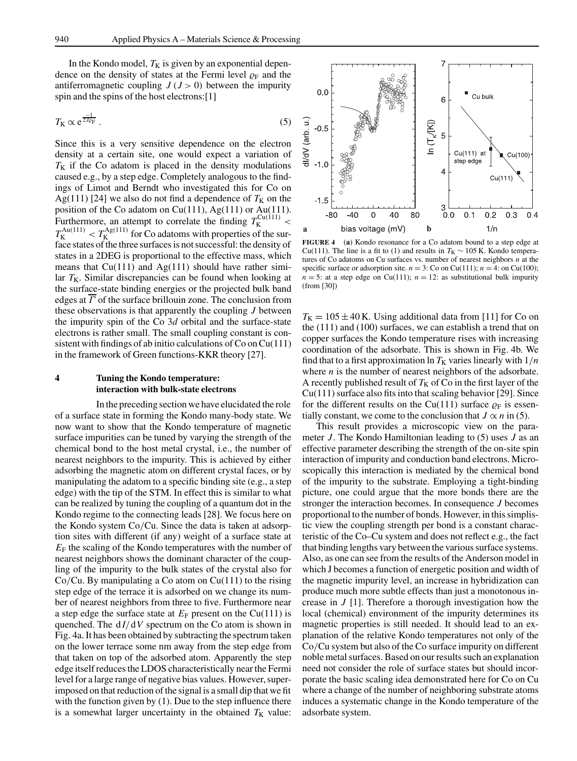In the Kondo model, $T_K$ is given by an exponential dependence on the density of states at the Fermi level $\varrho_F$ and the antiferromagnetic coupling $J$ ($J > 0$) between the impurity spin and the spins of the host electrons:[1]

$$T_K \propto e^{\frac{-1}{2J\varrho_F}} . \tag{5}$$

Since this is a very sensitive dependence on the electron density at a certain site, one would expect a variation of $T_K$ if the Co adatom is placed in the density modulations caused e.g., by a step edge. Completely analogous to the findings of Limot and Berndt who investigated this for Co on Ag(111) [24] we also do not find a dependence of $T_K$ on the position of the Co adatom on Cu(111), Ag(111) or Au(111). Furthermore, an attempt to correlate the finding $T_K^{\mathrm{Cu(111)}} < T_K^{\mathrm{Au(111)}} < T_K^{\mathrm{Ag(111)}}$ for Co adatoms with properties of the surface states of the three surfaces is not successful: the density of states in a 2DEG is proportional to the effective mass, which means that Cu(111) and Ag(111) should have rather similar $T_K$. Similar discrepancies can be found when looking at the surface-state binding energies or the projected bulk band edges at $\overline{\Gamma}$ of the surface brillouin zone. The conclusion from these observations is that apparently the coupling $J$ between the impurity spin of the Co 3$d$ orbital and the surface-state electrons is rather small. The small coupling constant is consistent with findings of ab initio calculations of Co on Cu(111) in the framework of Green functions-KKR theory [27].

## 4 Tuning the Kondo temperature: interaction with bulk-state electrons

In the preceding section we have elucidated the role of a surface state in forming the Kondo many-body state. We now want to show that the Kondo temperature of magnetic surface impurities can be tuned by varying the strength of the chemical bond to the host metal crystal, i.e., the number of nearest neighbors to the impurity. This is achieved by either adsorbing the magnetic atom on different crystal faces, or by manipulating the adatom to a specific binding site (e.g., a step edge) with the tip of the STM. In effect this is similar to what can be realized by tuning the coupling of a quantum dot in the Kondo regime to the connecting leads [28]. We focus here on the Kondo system Co/Cu. Since the data is taken at adsorption sites with different (if any) weight of a surface state at $E_F$ the scaling of the Kondo temperatures with the number of nearest neighbors shows the dominant character of the coupling of the impurity to the bulk states of the crystal also for Co/Cu. By manipulating a Co atom on Cu(111) to the rising step edge of the terrace it is adsorbed on we change its number of nearest neighbors from three to five. Furthermore near a step edge the surface state at $E_F$ present on the Cu(111) is quenched. The $dI/dV$ spectrum on the Co atom is shown in Fig. 4a. It has been obtained by subtracting the spectrum taken on the lower terrace some nm away from the step edge from that taken on top of the adsorbed atom. Apparently the step edge itself reduces the LDOS characteristically near the Fermi level for a large range of negative bias values. However, superimposed on that reduction of the signal is a small dip that we fit with the function given by (1). Due to the step influence there is a somewhat larger uncertainty in the obtained $T_K$ value: $T_K = 105 \pm 40$ K. Using additional data from [11] for Co on the (111) and (100) surfaces, we can establish a trend that on copper surfaces the Kondo temperature rises with increasing coordination of the adsorbate. This is shown in Fig. 4b. We find that to a first approximation $\ln T_K$ varies linearly with $1/n$ where $n$ is the number of nearest neighbors of the adsorbate. A recently published result of $T_K$ of Co in the first layer of the Cu(111) surface also fits into that scaling behavior [29]. Since for the different results on the Cu(111) surface $\varrho_F$ is essentially constant, we come to the conclusion that $J \propto n$ in (5).

**FIGURE 4** (**a**) Kondo resonance for a Co adatom bound to a step edge at Cu(111). The line is a fit to (1) and results in $T_K \sim 105$ K. Kondo temperatures of Co adatoms on Cu surfaces vs. number of nearest neighbors $n$ at the specific surface or adsorption site. $n = 3$: Co on Cu(111); $n = 4$: on Cu(100); $n = 5$: at a step edge on Cu(111); $n = 12$: as substitutional bulk impurity (from [30])

This result provides a microscopic view on the parameter $J$. The Kondo Hamiltonian leading to (5) uses $J$ as an effective parameter describing the strength of the on-site spin interaction of impurity and conduction band electrons. Microscopically this interaction is mediated by the chemical bond of the impurity to the substrate. Employing a tight-binding picture, one could argue that the more bonds there are the stronger the interaction becomes. In consequence $J$ becomes proportional to the number of bonds. However, in this simplistic view the coupling strength per bond is a constant characteristic of the Co–Cu system and does not reflect e.g., the fact that binding lengths vary between the various surface systems. Also, as one can see from the results of the Anderson model in which J becomes a function of energetic position and width of the magnetic impurity level, an increase in hybridization can produce much more subtle effects than just a monotonous increase in $J$ [1]. Therefore a thorough investigation how the local (chemical) environment of the impurity determines its magnetic properties is still needed. It should lead to an explanation of the relative Kondo temperatures not only of the Co/Cu system but also of the Co surface impurity on different noble metal surfaces. Based on our results such an explanation need not consider the role of surface states but should incorporate the basic scaling idea demonstrated here for Co on Cu where a change of the number of neighboring substrate atoms induces a systematic change in the Kondo temperature of the adsorbate system.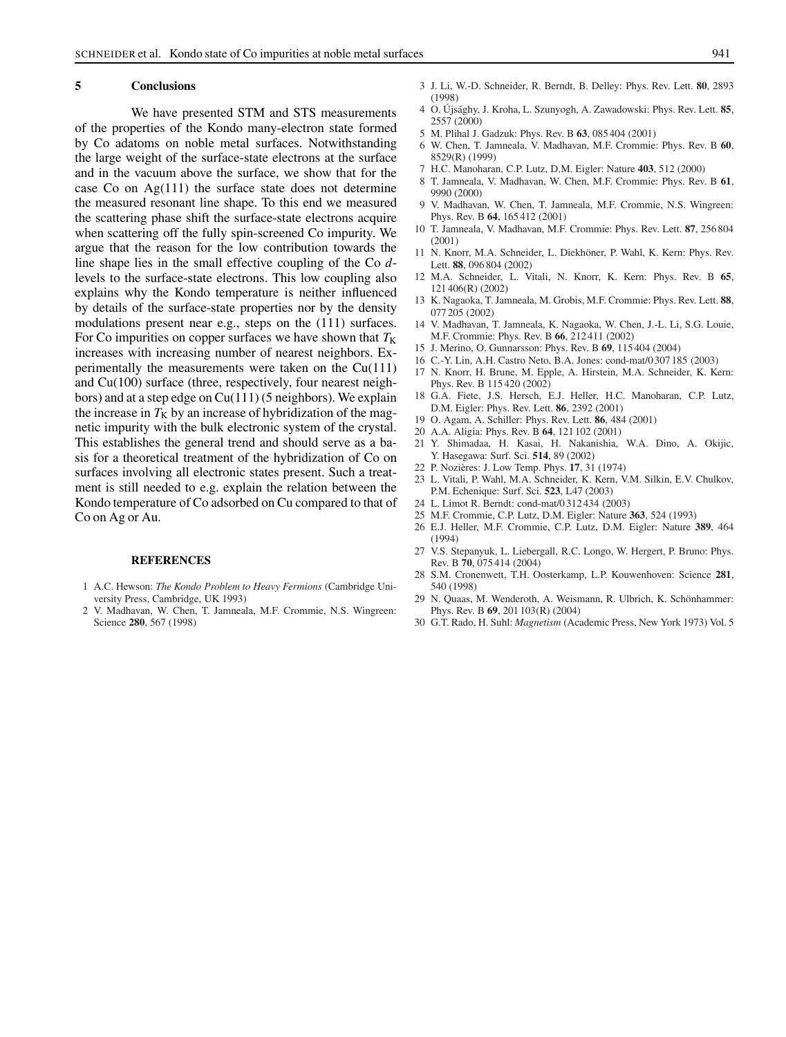## 5 Conclusions

We have presented STM and STS measurements of the properties of the Kondo many-electron state formed by Co adatoms on noble metal surfaces. Notwithstanding the large weight of the surface-state electrons at the surface and in the vacuum above the surface, we show that for the case Co on Ag(111) the surface state does not determine the measured resonant line shape. To this end we measured the scattering phase shift the surface-state electrons acquire when scattering off the fully spin-screened Co impurity. We argue that the reason for the low contribution towards the line shape lies in the small effective coupling of the Co *d*-levels to the surface-state electrons. This low coupling also explains why the Kondo temperature is neither influenced by details of the surface-state properties nor by the density modulations present near e.g., steps on the (111) surfaces. For Co impurities on copper surfaces we have shown that $T_K$ increases with increasing number of nearest neighbors. Experimentally the measurements were taken on the Cu(111) and Cu(100) surface (three, respectively, four nearest neighbors) and at a step edge on Cu(111) (5 neighbors). We explain the increase in $T_K$ by an increase of hybridization of the magnetic impurity with the bulk electronic system of the crystal. This establishes the general trend and should serve as a basis for a theoretical treatment of the hybridization of Co on surfaces involving all electronic states present. Such a treatment is still needed to e.g. explain the relation between the Kondo temperature of Co adsorbed on Cu compared to that of Co on Ag or Au.

### REFERENCES

1 A.C. Hewson: *The Kondo Problem to Heavy Fermions* (Cambridge University Press, Cambridge, UK 1993)
2 V. Madhavan, W. Chen, T. Jamneala, M.F. Crommie, N.S. Wingreen: Science **280**, 567 (1998)
3 J. Li, W.-D. Schneider, R. Berndt, B. Delley: Phys. Rev. Lett. **80**, 2893 (1998)
4 O. Újsághy, J. Kroha, L. Szunyogh, A. Zawadowski: Phys. Rev. Lett. **85**, 2557 (2000)
5 M. Plihal J. Gadzuk: Phys. Rev. B **63**, 085 404 (2001)
6 W. Chen, T. Jamneala, V. Madhavan, M.F. Crommie: Phys. Rev. B **60**, 8529(R) (1999)
7 H.C. Manoharan, C.P. Lutz, D.M. Eigler: Nature **403**, 512 (2000)
8 T. Jamneala, V. Madhavan, W. Chen, M.F. Crommie: Phys. Rev. B **61**, 9990 (2000)
9 V. Madhavan, W. Chen, T. Jamneala, M.F. Crommie, N.S. Wingreen: Phys. Rev. B **64**, 165 412 (2001)
10 T. Jamneala, V. Madhavan, M.F. Crommie: Phys. Rev. Lett. **87**, 256 804 (2001)
11 N. Knorr, M.A. Schneider, L. Diekhöner, P. Wahl, K. Kern: Phys. Rev. Lett. **88**, 096 804 (2002)
12 M.A. Schneider, L. Vitali, N. Knorr, K. Kern: Phys. Rev. B **65**, 121 406(R) (2002)
13 K. Nagaoka, T. Jamneala, M. Grobis, M.F. Crommie: Phys. Rev. Lett. **88**, 077 205 (2002)
14 V. Madhavan, T. Jamneala, K. Nagaoka, W. Chen, J.-L. Li, S.G. Louie, M.F. Crommie: Phys. Rev. B **66**, 212 411 (2002)
15 J. Merino, O. Gunnarsson: Phys. Rev. B **69**, 115 404 (2004)
16 C.-Y. Lin, A.H. Castro Neto, B.A. Jones: cond-mat/0 307 185 (2003)
17 N. Knorr, H. Brune, M. Epple, A. Hirstein, M.A. Schneider, K. Kern: Phys. Rev. B 115 420 (2002)
18 G.A. Fiete, J.S. Hersch, E.J. Heller, H.C. Manoharan, C.P. Lutz, D.M. Eigler: Phys. Rev. Lett. **86**, 2392 (2001)
19 O. Agam, A. Schiller: Phys. Rev. Lett. **86**, 484 (2001)
20 A.A. Aligia: Phys. Rev. B **64**, 121 102 (2001)
21 Y. Shimadaa, H. Kasai, H. Nakanishia, W.A. Dino, A. Okijic, Y. Hasegawa: Surf. Sci. **514**, 89 (2002)
22 P. Nozières: J. Low Temp. Phys. **17**, 31 (1974)
23 L. Vitali, P. Wahl, M.A. Schneider, K. Kern, V.M. Silkin, E.V. Chulkov, P.M. Echenique: Surf. Sci. **523**, L47 (2003)
24 L. Limot R. Berndt: cond-mat/0 312 434 (2003)
25 M.F. Crommie, C.P. Lutz, D.M. Eigler: Nature **363**, 524 (1993)
26 E.J. Heller, M.F. Crommie, C.P. Lutz, D.M. Eigler: Nature **389**, 464 (1994)
27 V.S. Stepanyuk, L. Liebergall, R.C. Longo, W. Hergert, P. Bruno: Phys. Rev. B **70**, 075 414 (2004)
28 S.M. Cronenwett, T.H. Oosterkamp, L.P. Kouwenhoven: Science **281**, 540 (1998)
29 N. Quaas, M. Wenderoth, A. Weismann, R. Ulbrich, K. Schönhammer: Phys. Rev. B **69**, 201 103(R) (2004)
30 G.T. Rado, H. Suhl: *Magnetism* (Academic Press, New York 1973) Vol. 5